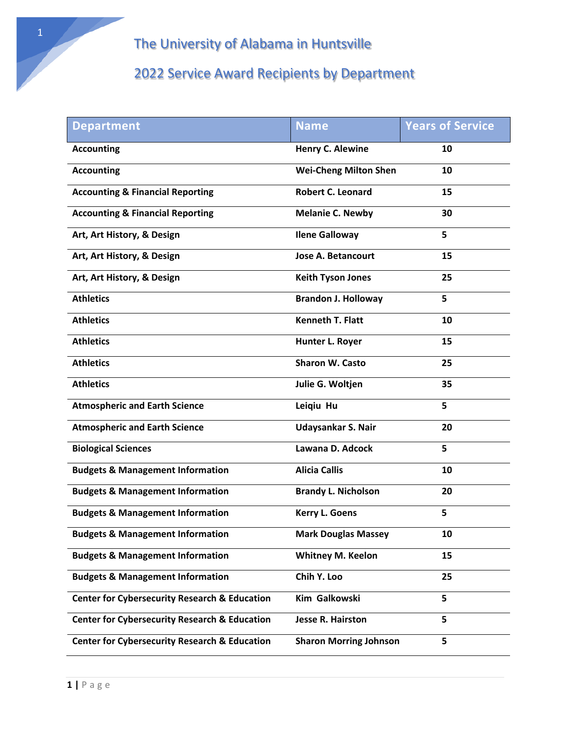# The University of Alabama in Huntsville

## 2022 Service Award Recipients by Department

| Department | Name | Years of Service |
|---|---|---|
| Accounting | Henry C. Alewine | 10 |
| Accounting | Wei-Cheng Milton Shen | 10 |
| Accounting & Financial Reporting | Robert C. Leonard | 15 |
| Accounting & Financial Reporting | Melanie C. Newby | 30 |
| Art, Art History, & Design | Ilene Galloway | 5 |
| Art, Art History, & Design | Jose A. Betancourt | 15 |
| Art, Art History, & Design | Keith Tyson Jones | 25 |
| Athletics | Brandon J. Holloway | 5 |
| Athletics | Kenneth T. Flatt | 10 |
| Athletics | Hunter L. Royer | 15 |
| Athletics | Sharon W. Casto | 25 |
| Athletics | Julie G. Woltjen | 35 |
| Atmospheric and Earth Science | Leiqiu Hu | 5 |
| Atmospheric and Earth Science | Udaysankar S. Nair | 20 |
| Biological Sciences | Lawana D. Adcock | 5 |
| Budgets & Management Information | Alicia Callis | 10 |
| Budgets & Management Information | Brandy L. Nicholson | 20 |
| Budgets & Management Information | Kerry L. Goens | 5 |
| Budgets & Management Information | Mark Douglas Massey | 10 |
| Budgets & Management Information | Whitney M. Keelon | 15 |
| Budgets & Management Information | Chih Y. Loo | 25 |
| Center for Cybersecurity Research & Education | Kim Galkowski | 5 |
| Center for Cybersecurity Research & Education | Jesse R. Hairston | 5 |
| Center for Cybersecurity Research & Education | Sharon Morring Johnson | 5 |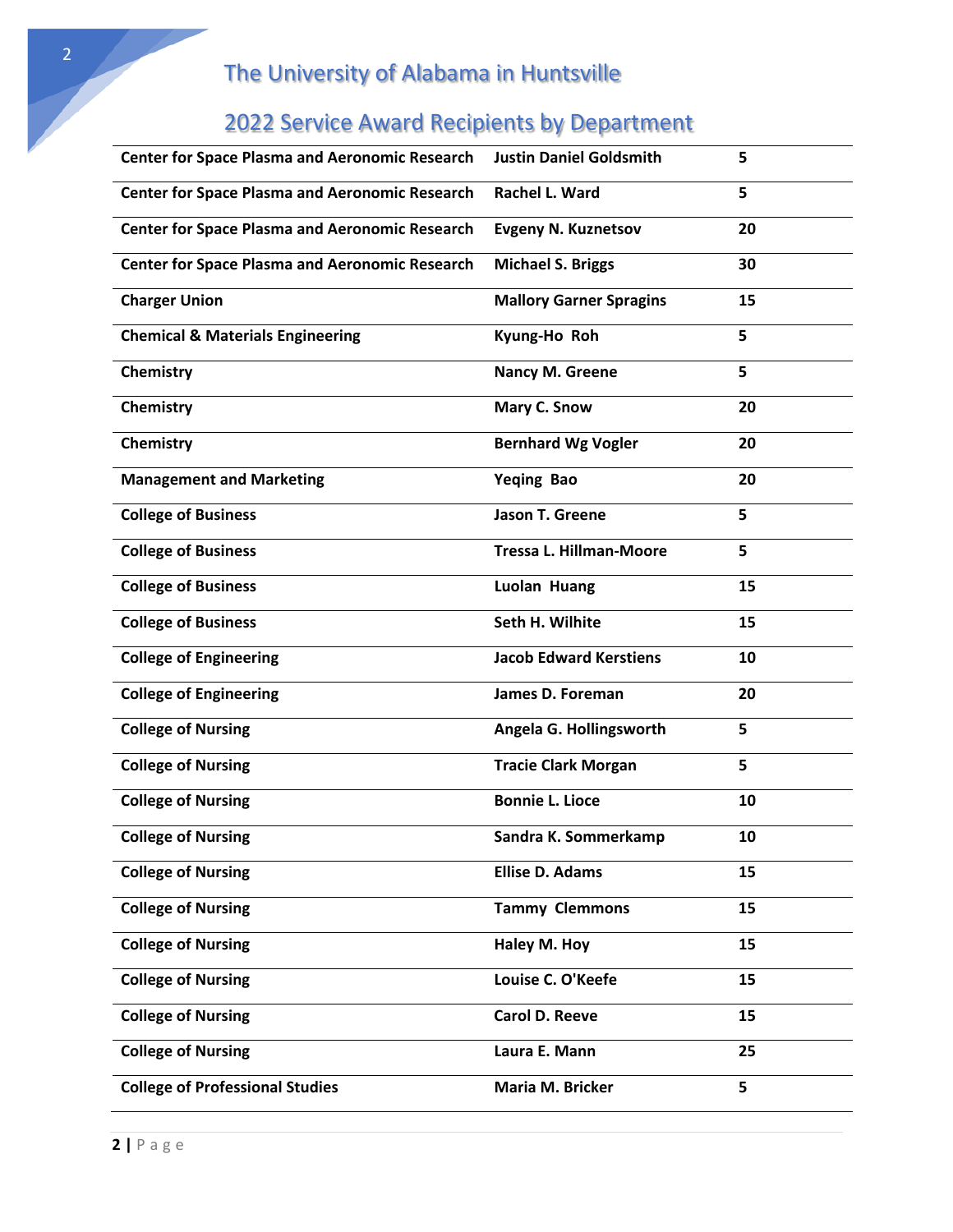# The University of Alabama in Huntsville

## 2022 Service Award Recipients by Department

| Department | Name | Years |
|---|---|---|
| Center for Space Plasma and Aeronomic Research | Justin Daniel Goldsmith | 5 |
| Center for Space Plasma and Aeronomic Research | Rachel L. Ward | 5 |
| Center for Space Plasma and Aeronomic Research | Evgeny N. Kuznetsov | 20 |
| Center for Space Plasma and Aeronomic Research | Michael S. Briggs | 30 |
| Charger Union | Mallory Garner Spragins | 15 |
| Chemical & Materials Engineering | Kyung-Ho Roh | 5 |
| Chemistry | Nancy M. Greene | 5 |
| Chemistry | Mary C. Snow | 20 |
| Chemistry | Bernhard Wg Vogler | 20 |
| Management and Marketing | Yeqing Bao | 20 |
| College of Business | Jason T. Greene | 5 |
| College of Business | Tressa L. Hillman-Moore | 5 |
| College of Business | Luolan Huang | 15 |
| College of Business | Seth H. Wilhite | 15 |
| College of Engineering | Jacob Edward Kerstiens | 10 |
| College of Engineering | James D. Foreman | 20 |
| College of Nursing | Angela G. Hollingsworth | 5 |
| College of Nursing | Tracie Clark Morgan | 5 |
| College of Nursing | Bonnie L. Lioce | 10 |
| College of Nursing | Sandra K. Sommerkamp | 10 |
| College of Nursing | Ellise D. Adams | 15 |
| College of Nursing | Tammy Clemmons | 15 |
| College of Nursing | Haley M. Hoy | 15 |
| College of Nursing | Louise C. O'Keefe | 15 |
| College of Nursing | Carol D. Reeve | 15 |
| College of Nursing | Laura E. Mann | 25 |
| College of Professional Studies | Maria M. Bricker | 5 |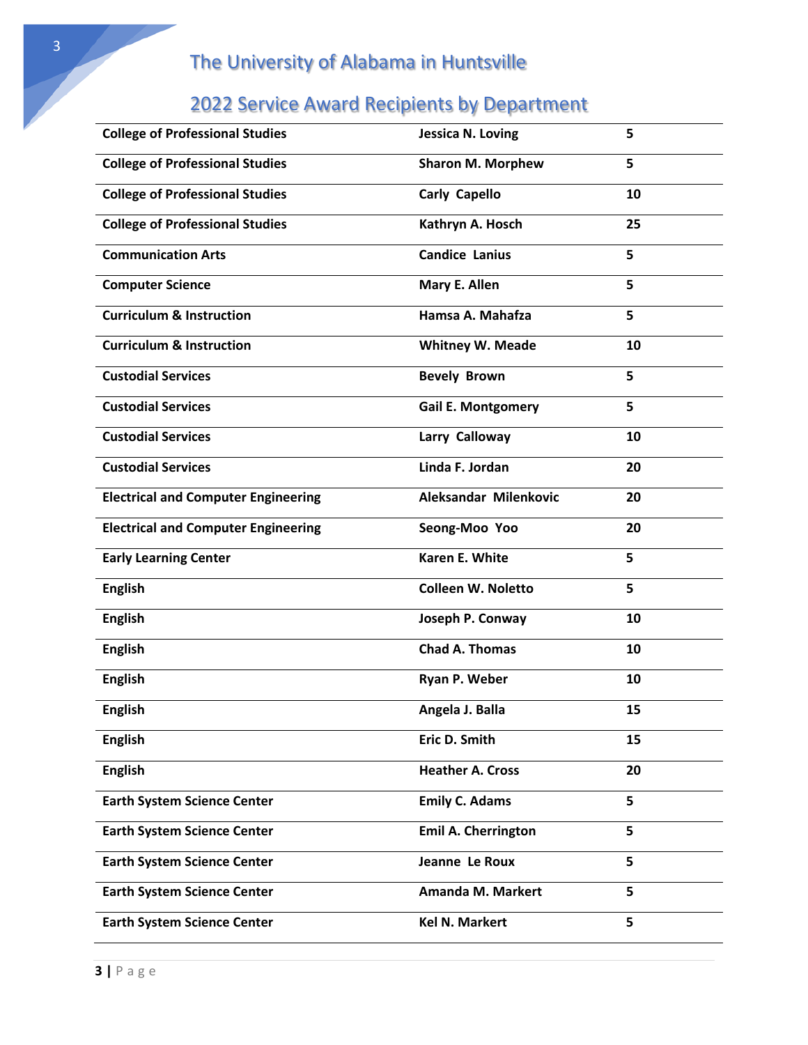# The University of Alabama in Huntsville

## 2022 Service Award Recipients by Department

| | | |
|---|---|---|
| College of Professional Studies | Jessica N. Loving | 5 |
| College of Professional Studies | Sharon M. Morphew | 5 |
| College of Professional Studies | Carly Capello | 10 |
| College of Professional Studies | Kathryn A. Hosch | 25 |
| Communication Arts | Candice Lanius | 5 |
| Computer Science | Mary E. Allen | 5 |
| Curriculum & Instruction | Hamsa A. Mahafza | 5 |
| Curriculum & Instruction | Whitney W. Meade | 10 |
| Custodial Services | Bevely Brown | 5 |
| Custodial Services | Gail E. Montgomery | 5 |
| Custodial Services | Larry Calloway | 10 |
| Custodial Services | Linda F. Jordan | 20 |
| Electrical and Computer Engineering | Aleksandar Milenkovic | 20 |
| Electrical and Computer Engineering | Seong-Moo Yoo | 20 |
| Early Learning Center | Karen E. White | 5 |
| English | Colleen W. Noletto | 5 |
| English | Joseph P. Conway | 10 |
| English | Chad A. Thomas | 10 |
| English | Ryan P. Weber | 10 |
| English | Angela J. Balla | 15 |
| English | Eric D. Smith | 15 |
| English | Heather A. Cross | 20 |
| Earth System Science Center | Emily C. Adams | 5 |
| Earth System Science Center | Emil A. Cherrington | 5 |
| Earth System Science Center | Jeanne Le Roux | 5 |
| Earth System Science Center | Amanda M. Markert | 5 |
| Earth System Science Center | Kel N. Markert | 5 |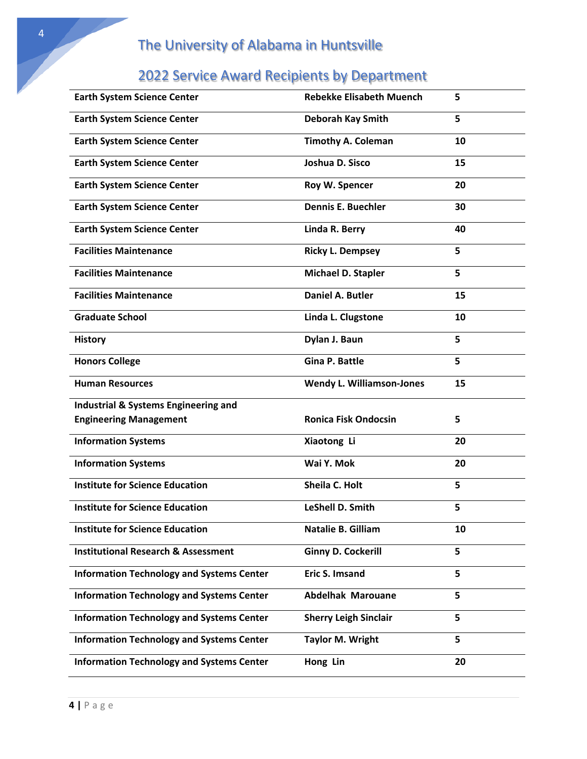# The University of Alabama in Huntsville

## 2022 Service Award Recipients by Department

| | | |
|---|---|---|
| **Earth System Science Center** | **Rebekke Elisabeth Muench** | **5** |
| **Earth System Science Center** | **Deborah Kay Smith** | **5** |
| **Earth System Science Center** | **Timothy A. Coleman** | **10** |
| **Earth System Science Center** | **Joshua D. Sisco** | **15** |
| **Earth System Science Center** | **Roy W. Spencer** | **20** |
| **Earth System Science Center** | **Dennis E. Buechler** | **30** |
| **Earth System Science Center** | **Linda R. Berry** | **40** |
| **Facilities Maintenance** | **Ricky L. Dempsey** | **5** |
| **Facilities Maintenance** | **Michael D. Stapler** | **5** |
| **Facilities Maintenance** | **Daniel A. Butler** | **15** |
| **Graduate School** | **Linda L. Clugstone** | **10** |
| **History** | **Dylan J. Baun** | **5** |
| **Honors College** | **Gina P. Battle** | **5** |
| **Human Resources** | **Wendy L. Williamson-Jones** | **15** |
| **Industrial & Systems Engineering and Engineering Management** | **Ronica Fisk Ondocsin** | **5** |
| **Information Systems** | **Xiaotong Li** | **20** |
| **Information Systems** | **Wai Y. Mok** | **20** |
| **Institute for Science Education** | **Sheila C. Holt** | **5** |
| **Institute for Science Education** | **LeShell D. Smith** | **5** |
| **Institute for Science Education** | **Natalie B. Gilliam** | **10** |
| **Institutional Research & Assessment** | **Ginny D. Cockerill** | **5** |
| **Information Technology and Systems Center** | **Eric S. Imsand** | **5** |
| **Information Technology and Systems Center** | **Abdelhak Marouane** | **5** |
| **Information Technology and Systems Center** | **Sherry Leigh Sinclair** | **5** |
| **Information Technology and Systems Center** | **Taylor M. Wright** | **5** |
| **Information Technology and Systems Center** | **Hong Lin** | **20** |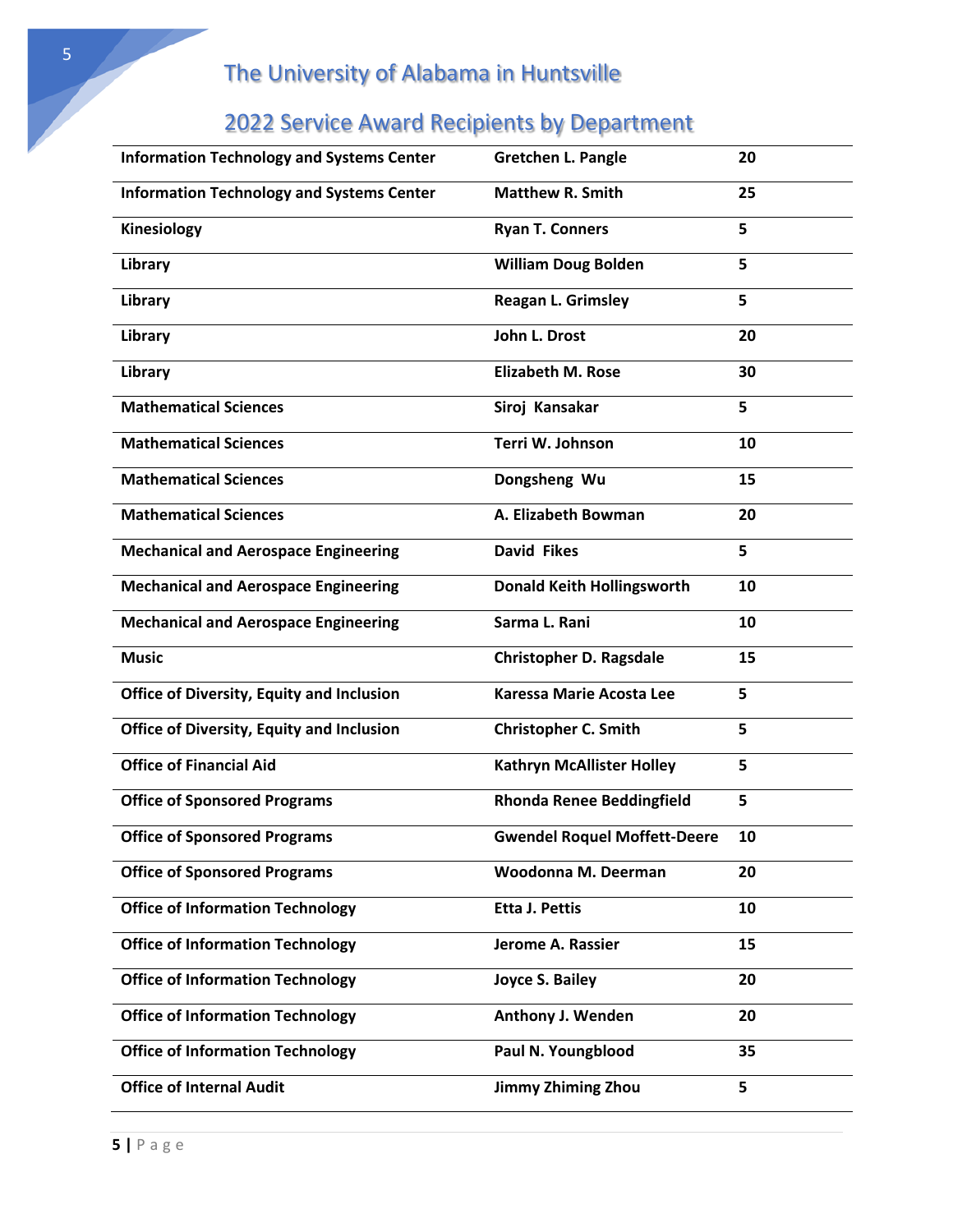## The University of Alabama in Huntsville

## 2022 Service Award Recipients by Department

| | | |
|---|---|---|
| **Information Technology and Systems Center** | **Gretchen L. Pangle** | **20** |
| **Information Technology and Systems Center** | **Matthew R. Smith** | **25** |
| **Kinesiology** | **Ryan T. Conners** | **5** |
| **Library** | **William Doug Bolden** | **5** |
| **Library** | **Reagan L. Grimsley** | **5** |
| **Library** | **John L. Drost** | **20** |
| **Library** | **Elizabeth M. Rose** | **30** |
| **Mathematical Sciences** | **Siroj Kansakar** | **5** |
| **Mathematical Sciences** | **Terri W. Johnson** | **10** |
| **Mathematical Sciences** | **Dongsheng Wu** | **15** |
| **Mathematical Sciences** | **A. Elizabeth Bowman** | **20** |
| **Mechanical and Aerospace Engineering** | **David Fikes** | **5** |
| **Mechanical and Aerospace Engineering** | **Donald Keith Hollingsworth** | **10** |
| **Mechanical and Aerospace Engineering** | **Sarma L. Rani** | **10** |
| **Music** | **Christopher D. Ragsdale** | **15** |
| **Office of Diversity, Equity and Inclusion** | **Karessa Marie Acosta Lee** | **5** |
| **Office of Diversity, Equity and Inclusion** | **Christopher C. Smith** | **5** |
| **Office of Financial Aid** | **Kathryn McAllister Holley** | **5** |
| **Office of Sponsored Programs** | **Rhonda Renee Beddingfield** | **5** |
| **Office of Sponsored Programs** | **Gwendel Roquel Moffett-Deere** | **10** |
| **Office of Sponsored Programs** | **Woodonna M. Deerman** | **20** |
| **Office of Information Technology** | **Etta J. Pettis** | **10** |
| **Office of Information Technology** | **Jerome A. Rassier** | **15** |
| **Office of Information Technology** | **Joyce S. Bailey** | **20** |
| **Office of Information Technology** | **Anthony J. Wenden** | **20** |
| **Office of Information Technology** | **Paul N. Youngblood** | **35** |
| **Office of Internal Audit** | **Jimmy Zhiming Zhou** | **5** |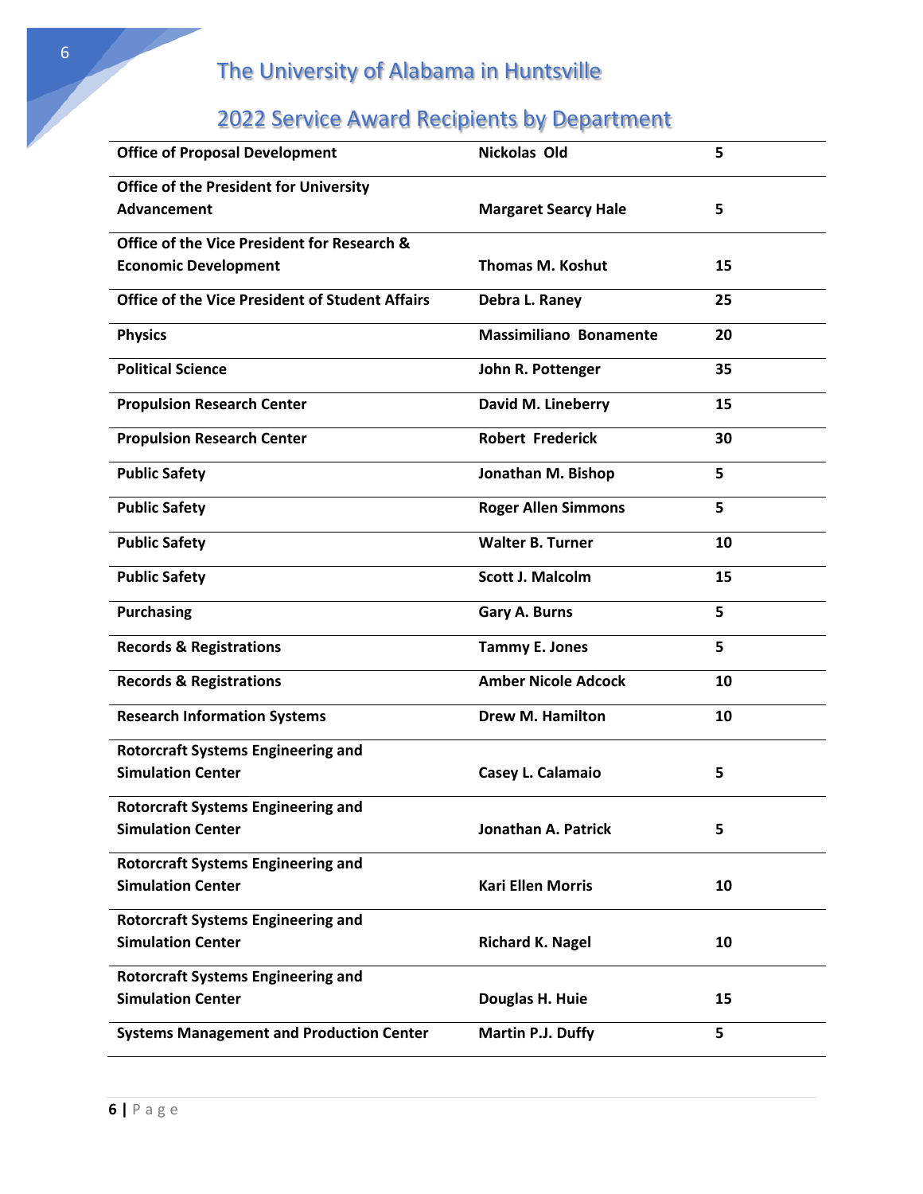# The University of Alabama in Huntsville

## 2022 Service Award Recipients by Department

| | | |
|---|---|---|
| **Office of Proposal Development** | **Nickolas Old** | **5** |
| **Office of the President for University Advancement** | **Margaret Searcy Hale** | **5** |
| **Office of the Vice President for Research & Economic Development** | **Thomas M. Koshut** | **15** |
| **Office of the Vice President of Student Affairs** | **Debra L. Raney** | **25** |
| **Physics** | **Massimiliano Bonamente** | **20** |
| **Political Science** | **John R. Pottenger** | **35** |
| **Propulsion Research Center** | **David M. Lineberry** | **15** |
| **Propulsion Research Center** | **Robert Frederick** | **30** |
| **Public Safety** | **Jonathan M. Bishop** | **5** |
| **Public Safety** | **Roger Allen Simmons** | **5** |
| **Public Safety** | **Walter B. Turner** | **10** |
| **Public Safety** | **Scott J. Malcolm** | **15** |
| **Purchasing** | **Gary A. Burns** | **5** |
| **Records & Registrations** | **Tammy E. Jones** | **5** |
| **Records & Registrations** | **Amber Nicole Adcock** | **10** |
| **Research Information Systems** | **Drew M. Hamilton** | **10** |
| **Rotorcraft Systems Engineering and Simulation Center** | **Casey L. Calamaio** | **5** |
| **Rotorcraft Systems Engineering and Simulation Center** | **Jonathan A. Patrick** | **5** |
| **Rotorcraft Systems Engineering and Simulation Center** | **Kari Ellen Morris** | **10** |
| **Rotorcraft Systems Engineering and Simulation Center** | **Richard K. Nagel** | **10** |
| **Rotorcraft Systems Engineering and Simulation Center** | **Douglas H. Huie** | **15** |
| **Systems Management and Production Center** | **Martin P.J. Duffy** | **5** |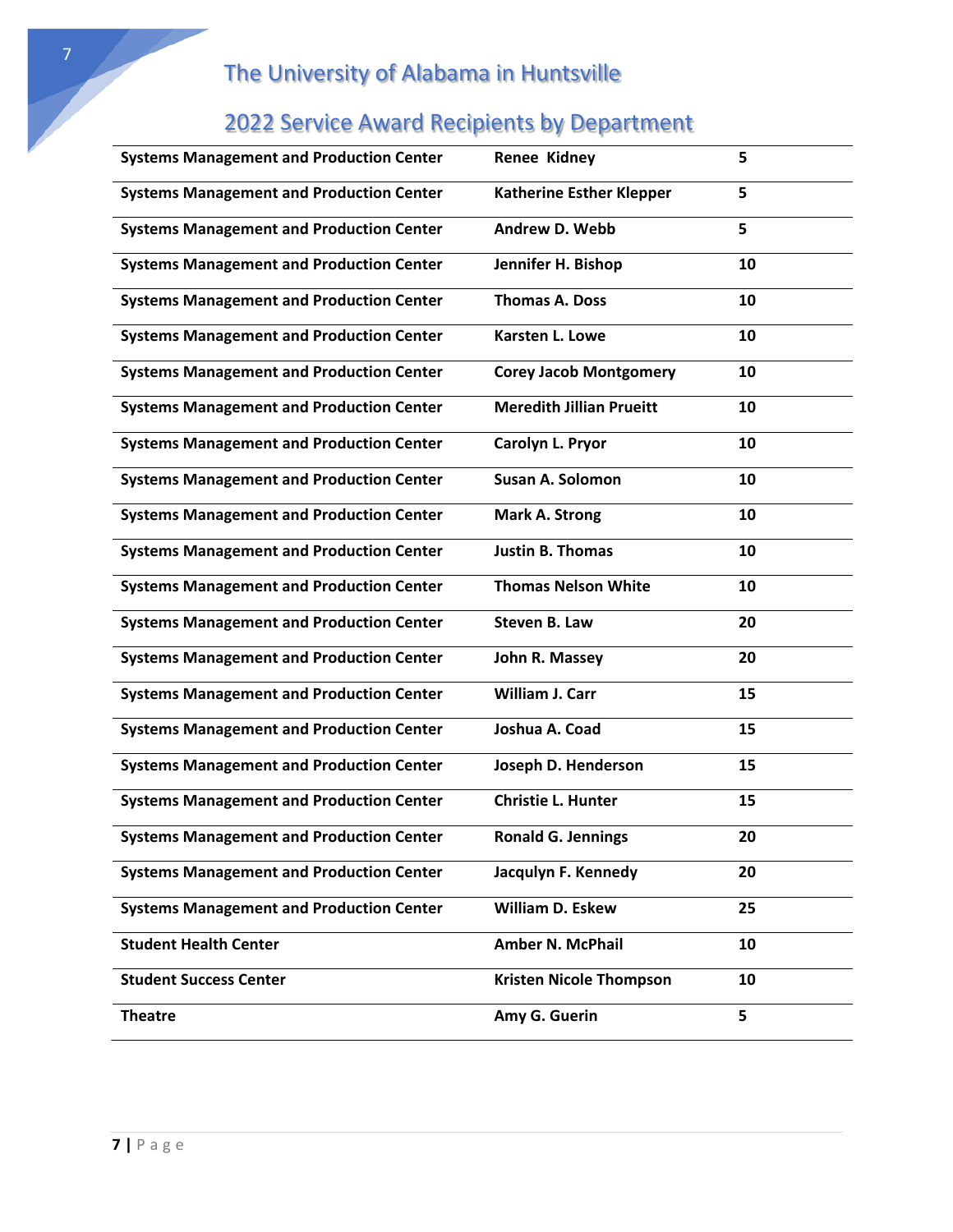## The University of Alabama in Huntsville

## 2022 Service Award Recipients by Department

| | | |
|---|---|---|
| **Systems Management and Production Center** | **Renee Kidney** | **5** |
| **Systems Management and Production Center** | **Katherine Esther Klepper** | **5** |
| **Systems Management and Production Center** | **Andrew D. Webb** | **5** |
| **Systems Management and Production Center** | **Jennifer H. Bishop** | **10** |
| **Systems Management and Production Center** | **Thomas A. Doss** | **10** |
| **Systems Management and Production Center** | **Karsten L. Lowe** | **10** |
| **Systems Management and Production Center** | **Corey Jacob Montgomery** | **10** |
| **Systems Management and Production Center** | **Meredith Jillian Prueitt** | **10** |
| **Systems Management and Production Center** | **Carolyn L. Pryor** | **10** |
| **Systems Management and Production Center** | **Susan A. Solomon** | **10** |
| **Systems Management and Production Center** | **Mark A. Strong** | **10** |
| **Systems Management and Production Center** | **Justin B. Thomas** | **10** |
| **Systems Management and Production Center** | **Thomas Nelson White** | **10** |
| **Systems Management and Production Center** | **Steven B. Law** | **20** |
| **Systems Management and Production Center** | **John R. Massey** | **20** |
| **Systems Management and Production Center** | **William J. Carr** | **15** |
| **Systems Management and Production Center** | **Joshua A. Coad** | **15** |
| **Systems Management and Production Center** | **Joseph D. Henderson** | **15** |
| **Systems Management and Production Center** | **Christie L. Hunter** | **15** |
| **Systems Management and Production Center** | **Ronald G. Jennings** | **20** |
| **Systems Management and Production Center** | **Jacqulyn F. Kennedy** | **20** |
| **Systems Management and Production Center** | **William D. Eskew** | **25** |
| **Student Health Center** | **Amber N. McPhail** | **10** |
| **Student Success Center** | **Kristen Nicole Thompson** | **10** |
| **Theatre** | **Amy G. Guerin** | **5** |